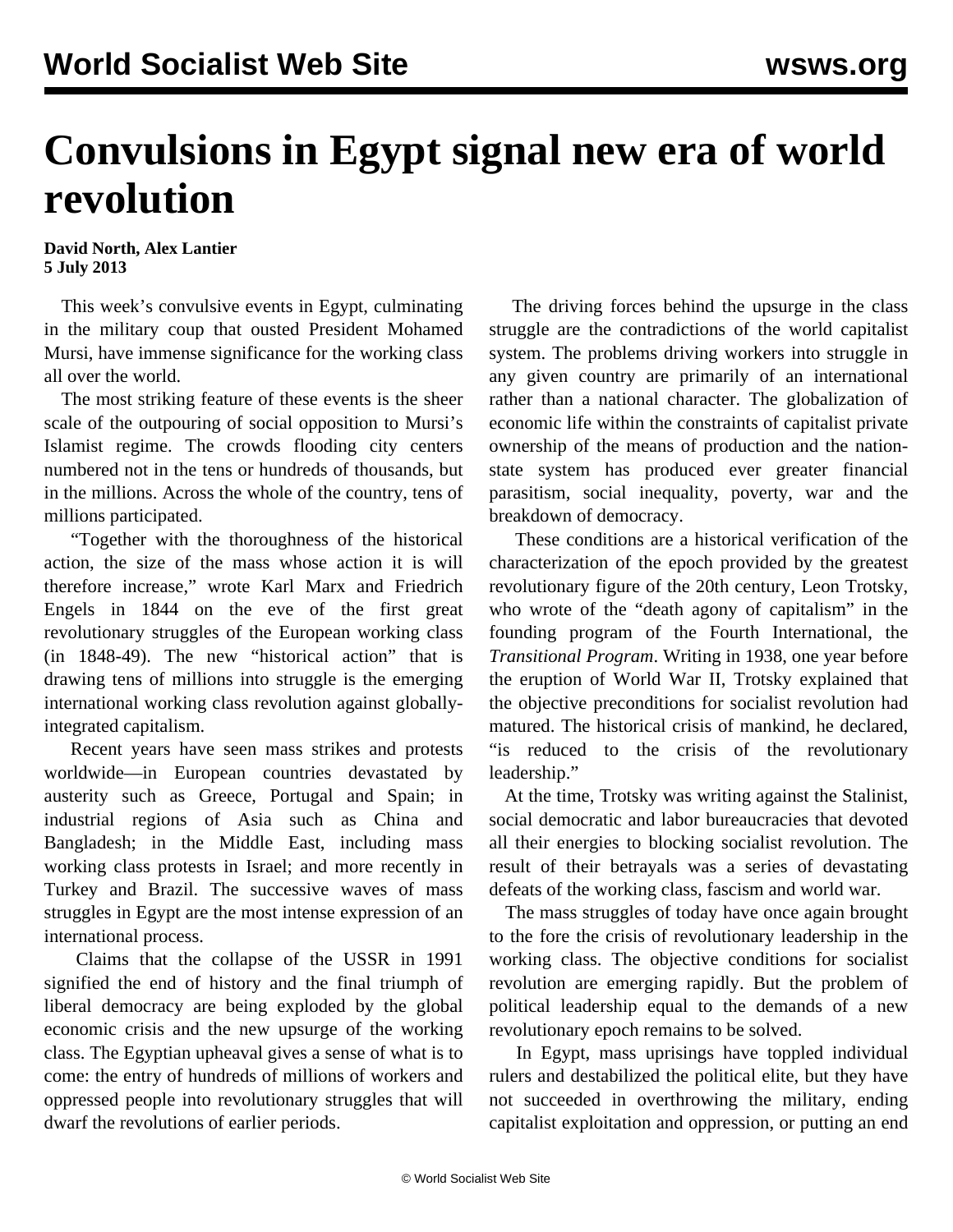# Convulsions in Egypt signal new era of world revolution

**David North, Alex Lantier**
**5 July 2013**

This week's convulsive events in Egypt, culminating in the military coup that ousted President Mohamed Mursi, have immense significance for the working class all over the world.

The most striking feature of these events is the sheer scale of the outpouring of social opposition to Mursi's Islamist regime. The crowds flooding city centers numbered not in the tens or hundreds of thousands, but in the millions. Across the whole of the country, tens of millions participated.

"Together with the thoroughness of the historical action, the size of the mass whose action it is will therefore increase," wrote Karl Marx and Friedrich Engels in 1844 on the eve of the first great revolutionary struggles of the European working class (in 1848-49). The new "historical action" that is drawing tens of millions into struggle is the emerging international working class revolution against globally-integrated capitalism.

Recent years have seen mass strikes and protests worldwide—in European countries devastated by austerity such as Greece, Portugal and Spain; in industrial regions of Asia such as China and Bangladesh; in the Middle East, including mass working class protests in Israel; and more recently in Turkey and Brazil. The successive waves of mass struggles in Egypt are the most intense expression of an international process.

Claims that the collapse of the USSR in 1991 signified the end of history and the final triumph of liberal democracy are being exploded by the global economic crisis and the new upsurge of the working class. The Egyptian upheaval gives a sense of what is to come: the entry of hundreds of millions of workers and oppressed people into revolutionary struggles that will dwarf the revolutions of earlier periods.

The driving forces behind the upsurge in the class struggle are the contradictions of the world capitalist system. The problems driving workers into struggle in any given country are primarily of an international rather than a national character. The globalization of economic life within the constraints of capitalist private ownership of the means of production and the nation-state system has produced ever greater financial parasitism, social inequality, poverty, war and the breakdown of democracy.

These conditions are a historical verification of the characterization of the epoch provided by the greatest revolutionary figure of the 20th century, Leon Trotsky, who wrote of the "death agony of capitalism" in the founding program of the Fourth International, the *Transitional Program*. Writing in 1938, one year before the eruption of World War II, Trotsky explained that the objective preconditions for socialist revolution had matured. The historical crisis of mankind, he declared, "is reduced to the crisis of the revolutionary leadership."

At the time, Trotsky was writing against the Stalinist, social democratic and labor bureaucracies that devoted all their energies to blocking socialist revolution. The result of their betrayals was a series of devastating defeats of the working class, fascism and world war.

The mass struggles of today have once again brought to the fore the crisis of revolutionary leadership in the working class. The objective conditions for socialist revolution are emerging rapidly. But the problem of political leadership equal to the demands of a new revolutionary epoch remains to be solved.

In Egypt, mass uprisings have toppled individual rulers and destabilized the political elite, but they have not succeeded in overthrowing the military, ending capitalist exploitation and oppression, or putting an end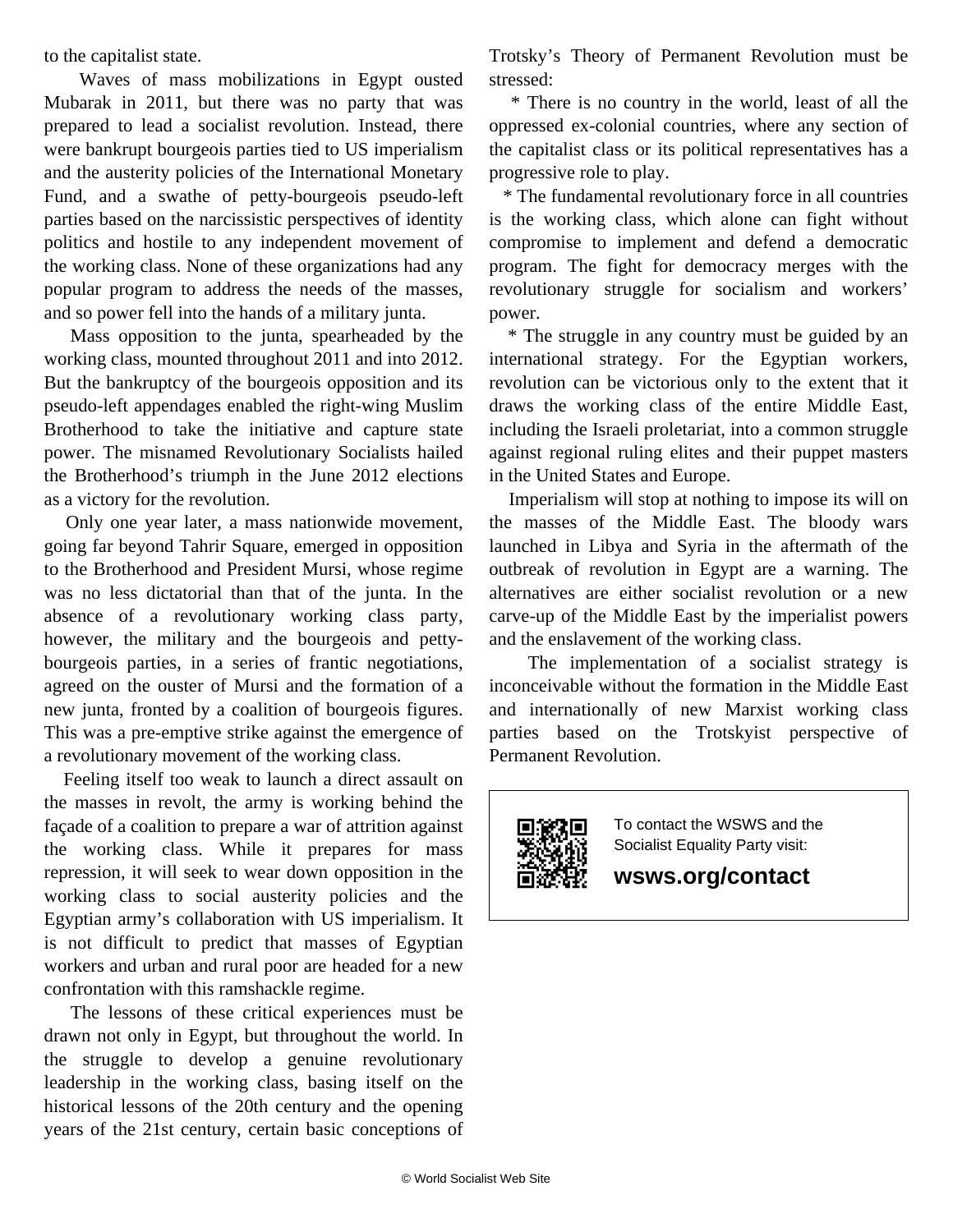to the capitalist state.

Waves of mass mobilizations in Egypt ousted Mubarak in 2011, but there was no party that was prepared to lead a socialist revolution. Instead, there were bankrupt bourgeois parties tied to US imperialism and the austerity policies of the International Monetary Fund, and a swathe of petty-bourgeois pseudo-left parties based on the narcissistic perspectives of identity politics and hostile to any independent movement of the working class. None of these organizations had any popular program to address the needs of the masses, and so power fell into the hands of a military junta.

Mass opposition to the junta, spearheaded by the working class, mounted throughout 2011 and into 2012. But the bankruptcy of the bourgeois opposition and its pseudo-left appendages enabled the right-wing Muslim Brotherhood to take the initiative and capture state power. The misnamed Revolutionary Socialists hailed the Brotherhood's triumph in the June 2012 elections as a victory for the revolution.

Only one year later, a mass nationwide movement, going far beyond Tahrir Square, emerged in opposition to the Brotherhood and President Mursi, whose regime was no less dictatorial than that of the junta. In the absence of a revolutionary working class party, however, the military and the bourgeois and petty-bourgeois parties, in a series of frantic negotiations, agreed on the ouster of Mursi and the formation of a new junta, fronted by a coalition of bourgeois figures. This was a pre-emptive strike against the emergence of a revolutionary movement of the working class.

Feeling itself too weak to launch a direct assault on the masses in revolt, the army is working behind the façade of a coalition to prepare a war of attrition against the working class. While it prepares for mass repression, it will seek to wear down opposition in the working class to social austerity policies and the Egyptian army's collaboration with US imperialism. It is not difficult to predict that masses of Egyptian workers and urban and rural poor are headed for a new confrontation with this ramshackle regime.

The lessons of these critical experiences must be drawn not only in Egypt, but throughout the world. In the struggle to develop a genuine revolutionary leadership in the working class, basing itself on the historical lessons of the 20th century and the opening years of the 21st century, certain basic conceptions of Trotsky's Theory of Permanent Revolution must be stressed:

* There is no country in the world, least of all the oppressed ex-colonial countries, where any section of the capitalist class or its political representatives has a progressive role to play.

* The fundamental revolutionary force in all countries is the working class, which alone can fight without compromise to implement and defend a democratic program. The fight for democracy merges with the revolutionary struggle for socialism and workers' power.

* The struggle in any country must be guided by an international strategy. For the Egyptian workers, revolution can be victorious only to the extent that it draws the working class of the entire Middle East, including the Israeli proletariat, into a common struggle against regional ruling elites and their puppet masters in the United States and Europe.

Imperialism will stop at nothing to impose its will on the masses of the Middle East. The bloody wars launched in Libya and Syria in the aftermath of the outbreak of revolution in Egypt are a warning. The alternatives are either socialist revolution or a new carve-up of the Middle East by the imperialist powers and the enslavement of the working class.

The implementation of a socialist strategy is inconceivable without the formation in the Middle East and internationally of new Marxist working class parties based on the Trotskyist perspective of Permanent Revolution.

To contact the WSWS and the Socialist Equality Party visit:

**wsws.org/contact**